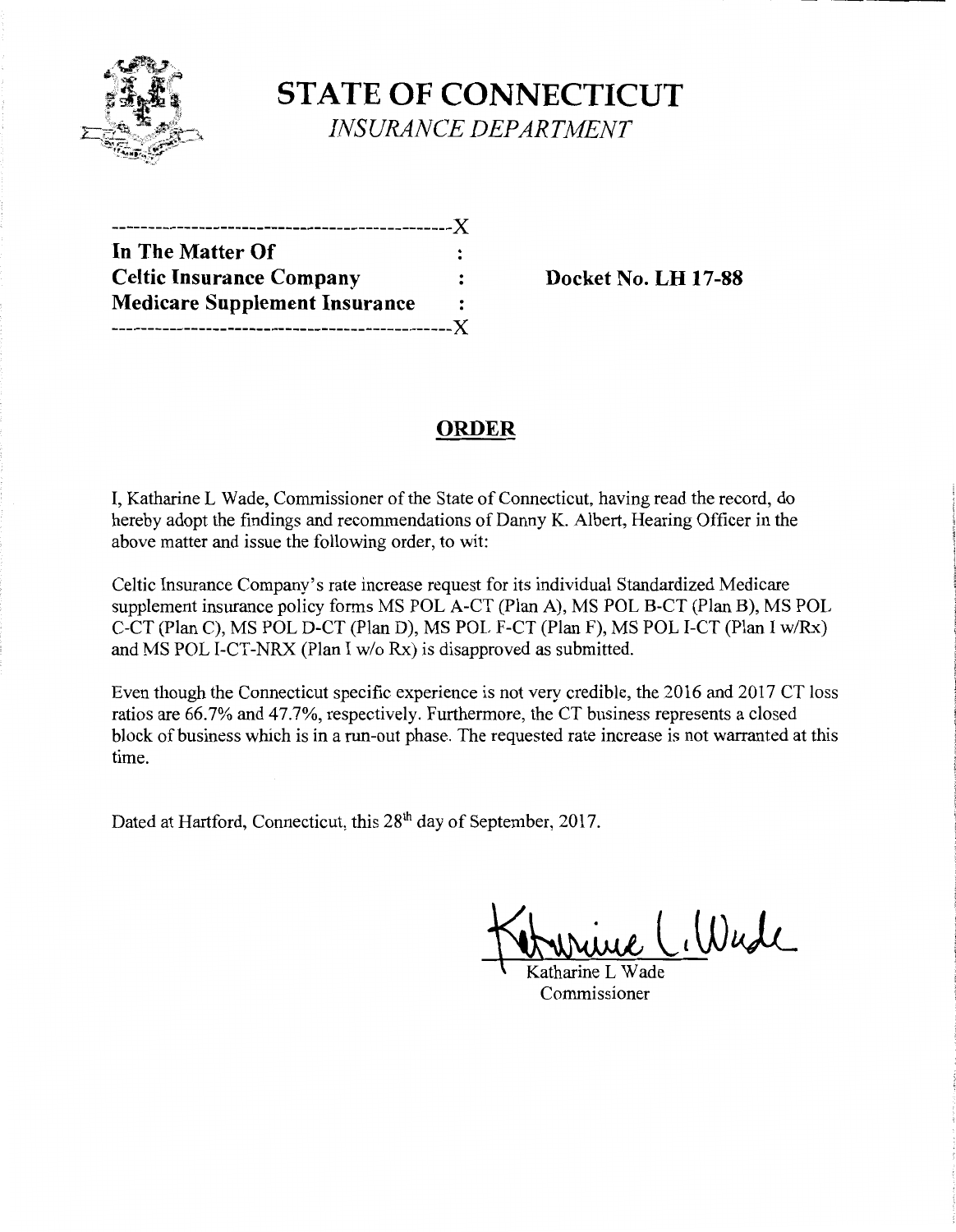# STATE OF CONNECTICUT

*INSURANCE DEPARTMENT*

---------------------------------------------X

**In The Matter Of** :
**Celtic Insurance Company** : **Docket No. LH 17-88**
**Medicare Supplement Insurance** :

---------------------------------------------X

## ORDER

I, Katharine L Wade, Commissioner of the State of Connecticut, having read the record, do hereby adopt the findings and recommendations of Danny K. Albert, Hearing Officer in the above matter and issue the following order, to wit:

Celtic Insurance Company's rate increase request for its individual Standardized Medicare supplement insurance policy forms MS POL A-CT (Plan A), MS POL B-CT (Plan B), MS POL C-CT (Plan C), MS POL D-CT (Plan D), MS POL F-CT (Plan F), MS POL I-CT (Plan I w/Rx) and MS POL I-CT-NRX (Plan I w/o Rx) is disapproved as submitted.

Even though the Connecticut specific experience is not very credible, the 2016 and 2017 CT loss ratios are 66.7% and 47.7%, respectively. Furthermore, the CT business represents a closed block of business which is in a run-out phase. The requested rate increase is not warranted at this time.

Dated at Hartford, Connecticut, this 28th day of September, 2017.

Katharine L Wade
Commissioner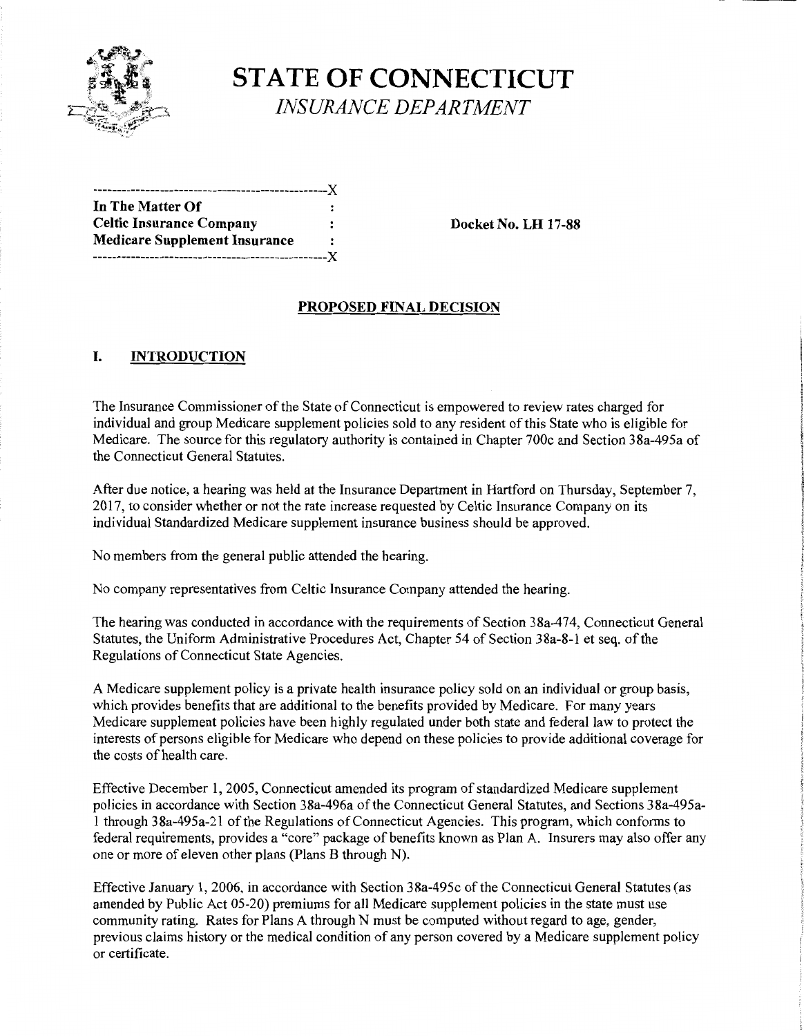# STATE OF CONNECTICUT

*INSURANCE DEPARTMENT*

```
-------------------------------------------------X
In The Matter Of                                 :
Celtic Insurance Company                         :
Medicare Supplement Insurance                    :
-------------------------------------------------X
```

**Docket No. LH 17-88**

## PROPOSED FINAL DECISION

## I. INTRODUCTION

The Insurance Commissioner of the State of Connecticut is empowered to review rates charged for individual and group Medicare supplement policies sold to any resident of this State who is eligible for Medicare. The source for this regulatory authority is contained in Chapter 700c and Section 38a-495a of the Connecticut General Statutes.

After due notice, a hearing was held at the Insurance Department in Hartford on Thursday, September 7, 2017, to consider whether or not the rate increase requested by Celtic Insurance Company on its individual Standardized Medicare supplement insurance business should be approved.

No members from the general public attended the hearing.

No company representatives from Celtic Insurance Company attended the hearing.

The hearing was conducted in accordance with the requirements of Section 38a-474, Connecticut General Statutes, the Uniform Administrative Procedures Act, Chapter 54 of Section 38a-8-1 et seq. of the Regulations of Connecticut State Agencies.

A Medicare supplement policy is a private health insurance policy sold on an individual or group basis, which provides benefits that are additional to the benefits provided by Medicare. For many years Medicare supplement policies have been highly regulated under both state and federal law to protect the interests of persons eligible for Medicare who depend on these policies to provide additional coverage for the costs of health care.

Effective December 1, 2005, Connecticut amended its program of standardized Medicare supplement policies in accordance with Section 38a-496a of the Connecticut General Statutes, and Sections 38a-495a-1 through 38a-495a-21 of the Regulations of Connecticut Agencies. This program, which conforms to federal requirements, provides a "core" package of benefits known as Plan A. Insurers may also offer any one or more of eleven other plans (Plans B through N).

Effective January 1, 2006, in accordance with Section 38a-495c of the Connecticut General Statutes (as amended by Public Act 05-20) premiums for all Medicare supplement policies in the state must use community rating. Rates for Plans A through N must be computed without regard to age, gender, previous claims history or the medical condition of any person covered by a Medicare supplement policy or certificate.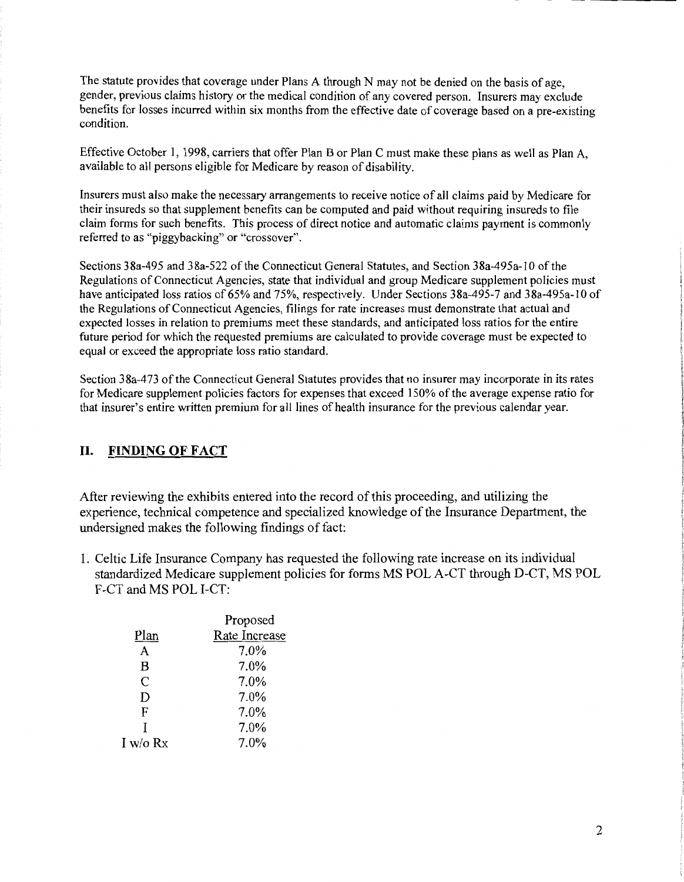The statute provides that coverage under Plans A through N may not be denied on the basis of age, gender, previous claims history or the medical condition of any covered person. Insurers may exclude benefits for losses incurred within six months from the effective date of coverage based on a pre-existing condition.

Effective October 1, 1998, carriers that offer Plan B or Plan C must make these plans as well as Plan A, available to all persons eligible for Medicare by reason of disability.

Insurers must also make the necessary arrangements to receive notice of all claims paid by Medicare for their insureds so that supplement benefits can be computed and paid without requiring insureds to file claim forms for such benefits. This process of direct notice and automatic claims payment is commonly referred to as "piggybacking" or "crossover".

Sections 38a-495 and 38a-522 of the Connecticut General Statutes, and Section 38a-495a-10 of the Regulations of Connecticut Agencies, state that individual and group Medicare supplement policies must have anticipated loss ratios of 65% and 75%, respectively. Under Sections 38a-495-7 and 38a-495a-10 of the Regulations of Connecticut Agencies, filings for rate increases must demonstrate that actual and expected losses in relation to premiums meet these standards, and anticipated loss ratios for the entire future period for which the requested premiums are calculated to provide coverage must be expected to equal or exceed the appropriate loss ratio standard.

Section 38a-473 of the Connecticut General Statutes provides that no insurer may incorporate in its rates for Medicare supplement policies factors for expenses that exceed 150% of the average expense ratio for that insurer's entire written premium for all lines of health insurance for the previous calendar year.

## II. FINDING OF FACT

After reviewing the exhibits entered into the record of this proceeding, and utilizing the experience, technical competence and specialized knowledge of the Insurance Department, the undersigned makes the following findings of fact:

1. Celtic Life Insurance Company has requested the following rate increase on its individual standardized Medicare supplement policies for forms MS POL A-CT through D-CT, MS POL F-CT and MS POL I-CT:

| Plan | Proposed Rate Increase |
|---|---|
| A | 7.0% |
| B | 7.0% |
| C | 7.0% |
| D | 7.0% |
| F | 7.0% |
| I | 7.0% |
| I w/o Rx | 7.0% |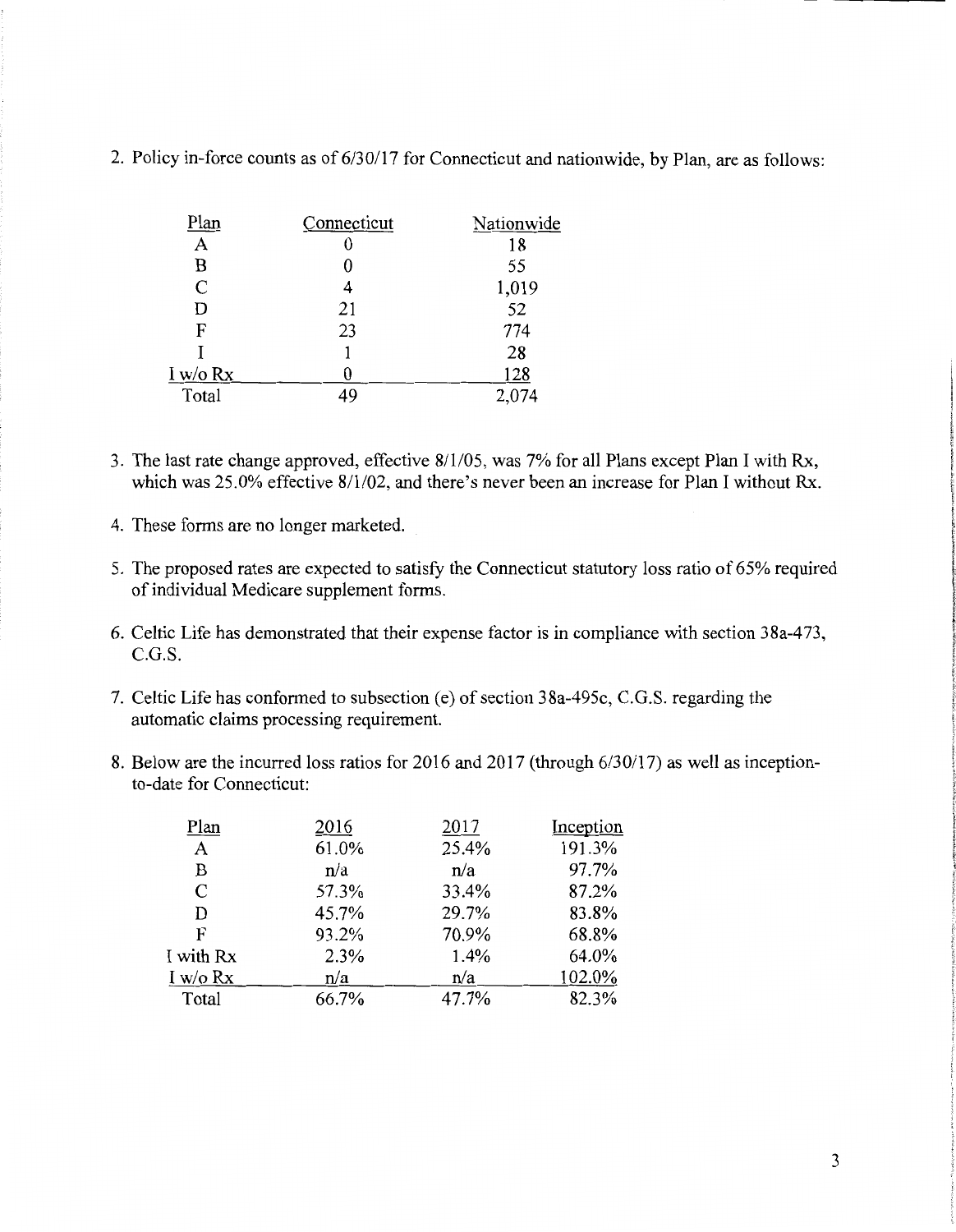2. Policy in-force counts as of 6/30/17 for Connecticut and nationwide, by Plan, are as follows:

| Plan | Connecticut | Nationwide |
|---|---|---|
| A | 0 | 18 |
| B | 0 | 55 |
| C | 4 | 1,019 |
| D | 21 | 52 |
| F | 23 | 774 |
| I | 1 | 28 |
| I w/o Rx | 0 | 128 |
| Total | 49 | 2,074 |

3. The last rate change approved, effective 8/1/05, was 7% for all Plans except Plan I with Rx, which was 25.0% effective 8/1/02, and there's never been an increase for Plan I without Rx.

4. These forms are no longer marketed.

5. The proposed rates are expected to satisfy the Connecticut statutory loss ratio of 65% required of individual Medicare supplement forms.

6. Celtic Life has demonstrated that their expense factor is in compliance with section 38a-473, C.G.S.

7. Celtic Life has conformed to subsection (e) of section 38a-495c, C.G.S. regarding the automatic claims processing requirement.

8. Below are the incurred loss ratios for 2016 and 2017 (through 6/30/17) as well as inception-to-date for Connecticut:

| Plan | 2016 | 2017 | Inception |
|---|---|---|---|
| A | 61.0% | 25.4% | 191.3% |
| B | n/a | n/a | 97.7% |
| C | 57.3% | 33.4% | 87.2% |
| D | 45.7% | 29.7% | 83.8% |
| F | 93.2% | 70.9% | 68.8% |
| I with Rx | 2.3% | 1.4% | 64.0% |
| I w/o Rx | n/a | n/a | 102.0% |
| Total | 66.7% | 47.7% | 82.3% |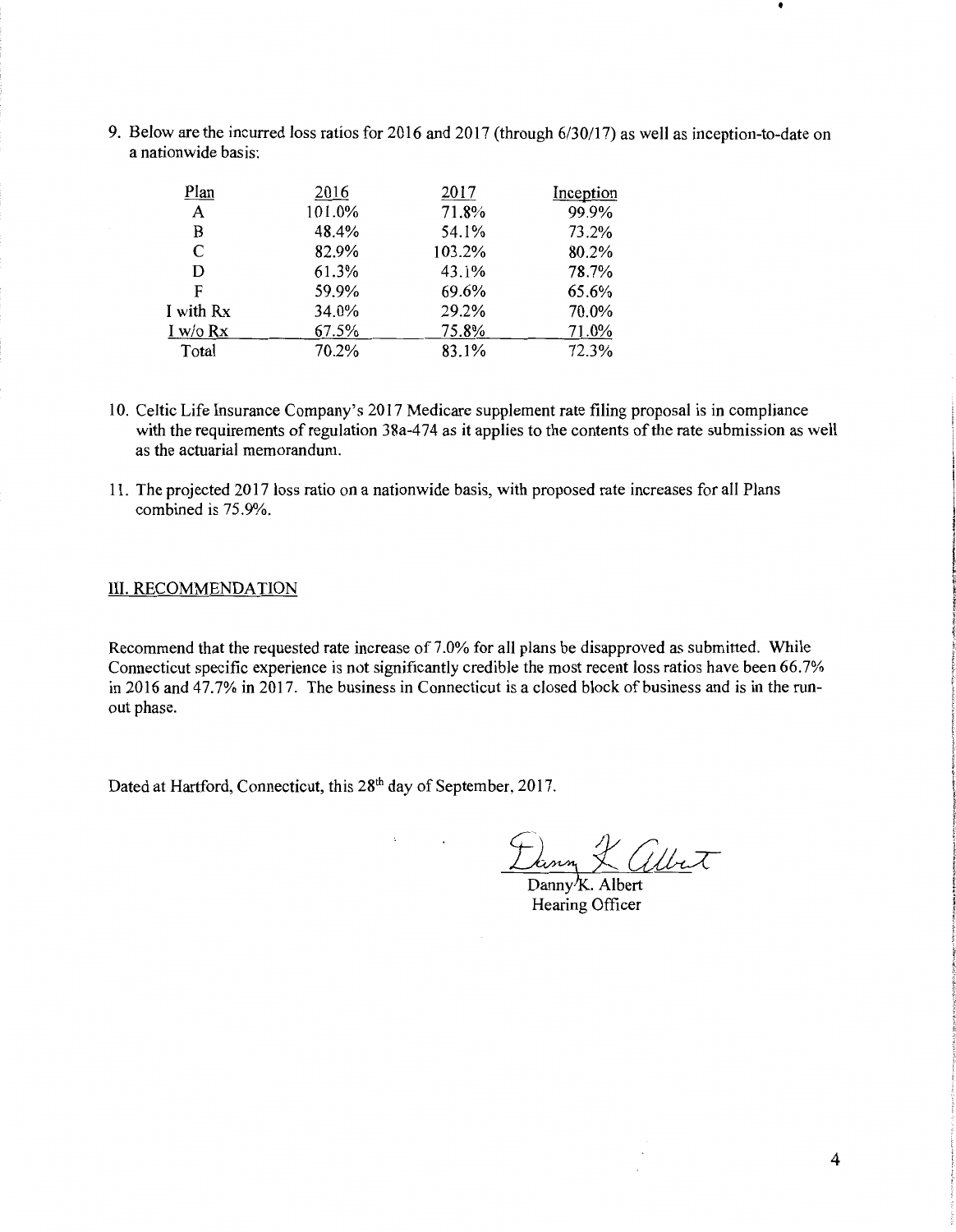9. Below are the incurred loss ratios for 2016 and 2017 (through 6/30/17) as well as inception-to-date on a nationwide basis:

| Plan | 2016 | 2017 | Inception |
|---|---|---|---|
| A | 101.0% | 71.8% | 99.9% |
| B | 48.4% | 54.1% | 73.2% |
| C | 82.9% | 103.2% | 80.2% |
| D | 61.3% | 43.1% | 78.7% |
| F | 59.9% | 69.6% | 65.6% |
| I with Rx | 34.0% | 29.2% | 70.0% |
| I w/o Rx | 67.5% | 75.8% | 71.0% |
| Total | 70.2% | 83.1% | 72.3% |

10. Celtic Life Insurance Company's 2017 Medicare supplement rate filing proposal is in compliance with the requirements of regulation 38a-474 as it applies to the contents of the rate submission as well as the actuarial memorandum.

11. The projected 2017 loss ratio on a nationwide basis, with proposed rate increases for all Plans combined is 75.9%.

## III. RECOMMENDATION

Recommend that the requested rate increase of 7.0% for all plans be disapproved as submitted. While Connecticut specific experience is not significantly credible the most recent loss ratios have been 66.7% in 2016 and 47.7% in 2017. The business in Connecticut is a closed block of business and is in the run-out phase.

Dated at Hartford, Connecticut, this 28th day of September, 2017.

Danny K. Albert
Hearing Officer